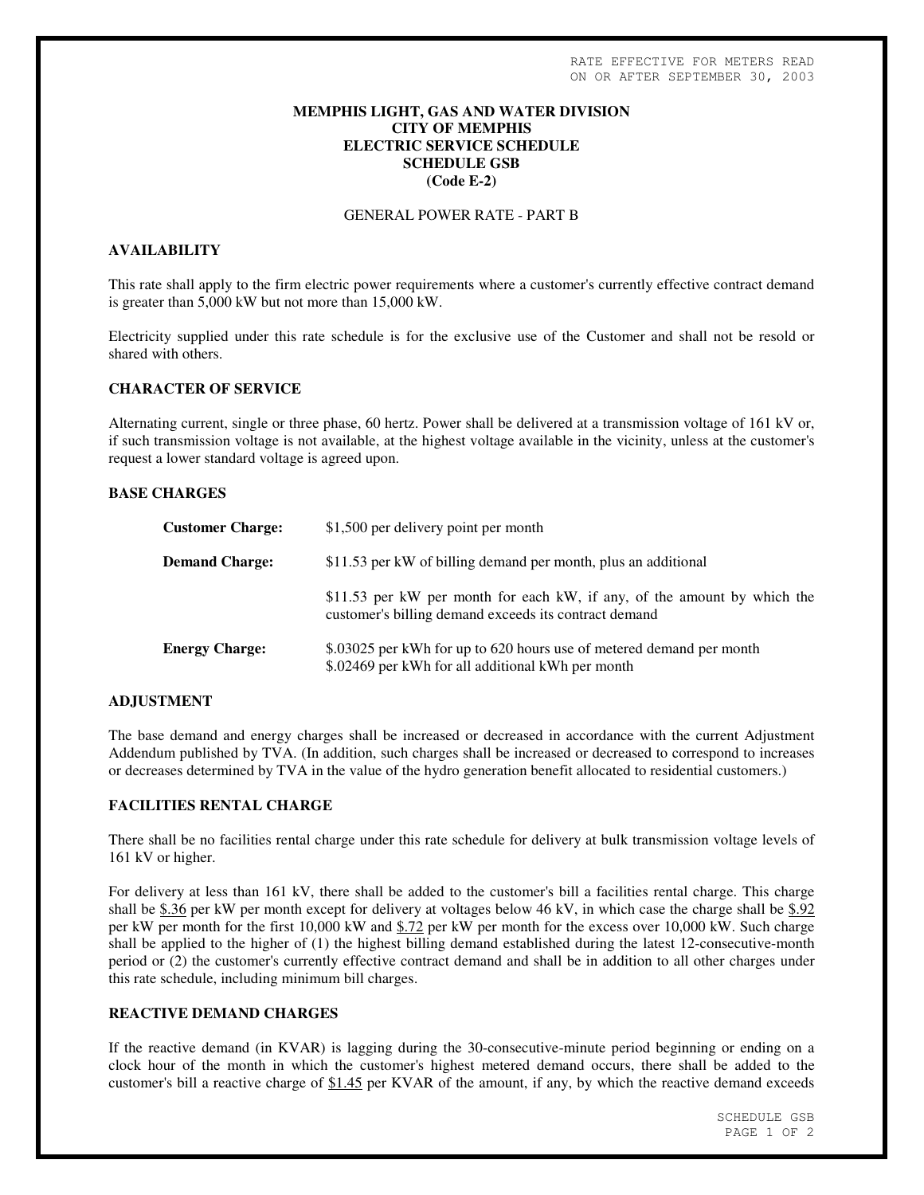RATE EFFECTIVE FOR METERS READ
ON OR AFTER SEPTEMBER 30, 2003

**MEMPHIS LIGHT, GAS AND WATER DIVISION**
**CITY OF MEMPHIS**
**ELECTRIC SERVICE SCHEDULE**
**SCHEDULE GSB**
**(Code E-2)**

GENERAL POWER RATE - PART B

## AVAILABILITY

This rate shall apply to the firm electric power requirements where a customer's currently effective contract demand is greater than 5,000 kW but not more than 15,000 kW.

Electricity supplied under this rate schedule is for the exclusive use of the Customer and shall not be resold or shared with others.

## CHARACTER OF SERVICE

Alternating current, single or three phase, 60 hertz. Power shall be delivered at a transmission voltage of 161 kV or, if such transmission voltage is not available, at the highest voltage available in the vicinity, unless at the customer's request a lower standard voltage is agreed upon.

## BASE CHARGES

**Customer Charge:** $1,500 per delivery point per month

**Demand Charge:** $11.53 per kW of billing demand per month, plus an additional

$11.53 per kW per month for each kW, if any, of the amount by which the customer's billing demand exceeds its contract demand

**Energy Charge:** $.03025 per kWh for up to 620 hours use of metered demand per month
$.02469 per kWh for all additional kWh per month

## ADJUSTMENT

The base demand and energy charges shall be increased or decreased in accordance with the current Adjustment Addendum published by TVA. (In addition, such charges shall be increased or decreased to correspond to increases or decreases determined by TVA in the value of the hydro generation benefit allocated to residential customers.)

## FACILITIES RENTAL CHARGE

There shall be no facilities rental charge under this rate schedule for delivery at bulk transmission voltage levels of 161 kV or higher.

For delivery at less than 161 kV, there shall be added to the customer's bill a facilities rental charge. This charge shall be $.36 per kW per month except for delivery at voltages below 46 kV, in which case the charge shall be $.92 per kW per month for the first 10,000 kW and $.72 per kW per month for the excess over 10,000 kW. Such charge shall be applied to the higher of (1) the highest billing demand established during the latest 12-consecutive-month period or (2) the customer's currently effective contract demand and shall be in addition to all other charges under this rate schedule, including minimum bill charges.

## REACTIVE DEMAND CHARGES

If the reactive demand (in KVAR) is lagging during the 30-consecutive-minute period beginning or ending on a clock hour of the month in which the customer's highest metered demand occurs, there shall be added to the customer's bill a reactive charge of $1.45 per KVAR of the amount, if any, by which the reactive demand exceeds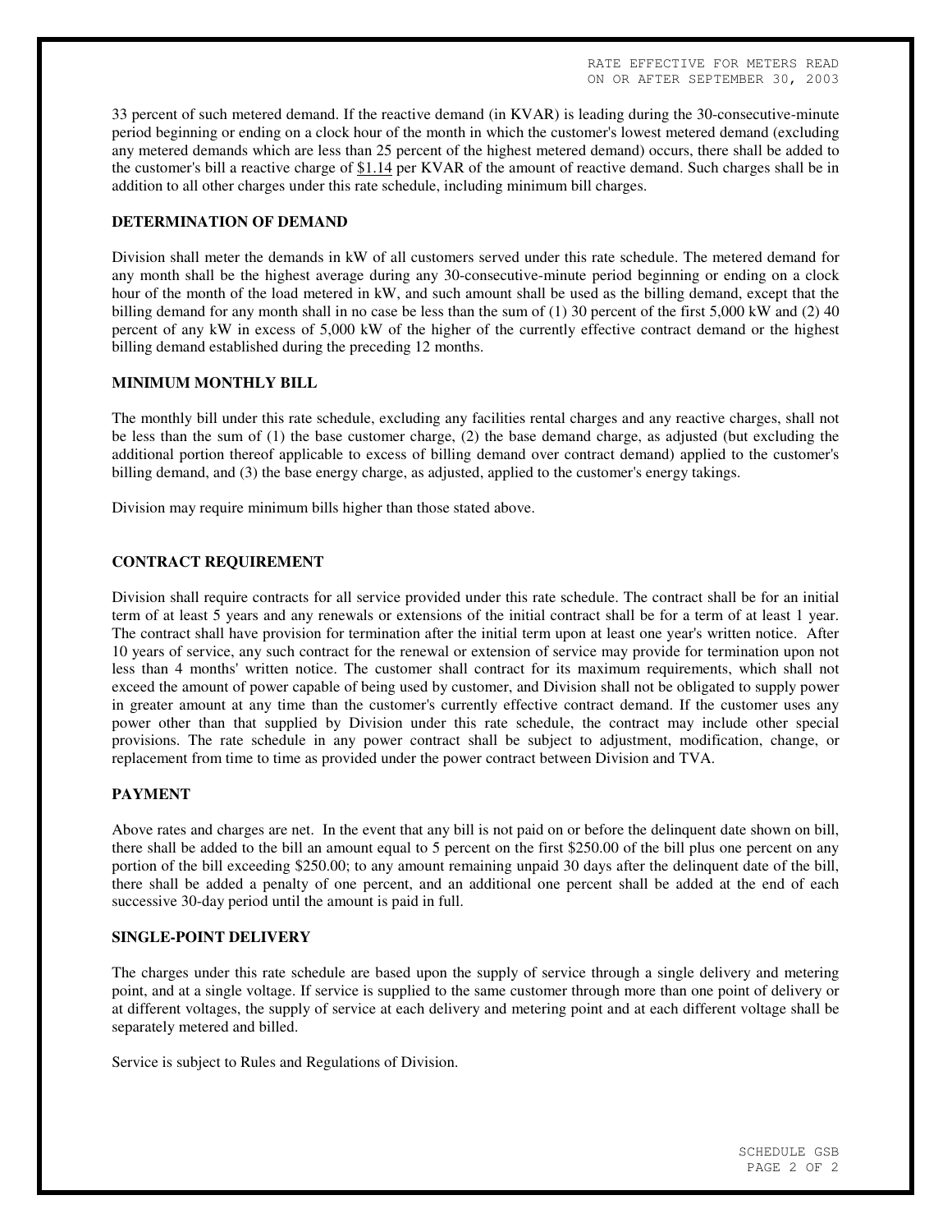33 percent of such metered demand. If the reactive demand (in KVAR) is leading during the 30-consecutive-minute period beginning or ending on a clock hour of the month in which the customer's lowest metered demand (excluding any metered demands which are less than 25 percent of the highest metered demand) occurs, there shall be added to the customer's bill a reactive charge of $1.14 per KVAR of the amount of reactive demand. Such charges shall be in addition to all other charges under this rate schedule, including minimum bill charges.

**DETERMINATION OF DEMAND**

Division shall meter the demands in kW of all customers served under this rate schedule. The metered demand for any month shall be the highest average during any 30-consecutive-minute period beginning or ending on a clock hour of the month of the load metered in kW, and such amount shall be used as the billing demand, except that the billing demand for any month shall in no case be less than the sum of (1) 30 percent of the first 5,000 kW and (2) 40 percent of any kW in excess of 5,000 kW of the higher of the currently effective contract demand or the highest billing demand established during the preceding 12 months.

**MINIMUM MONTHLY BILL**

The monthly bill under this rate schedule, excluding any facilities rental charges and any reactive charges, shall not be less than the sum of (1) the base customer charge, (2) the base demand charge, as adjusted (but excluding the additional portion thereof applicable to excess of billing demand over contract demand) applied to the customer's billing demand, and (3) the base energy charge, as adjusted, applied to the customer's energy takings.

Division may require minimum bills higher than those stated above.

**CONTRACT REQUIREMENT**

Division shall require contracts for all service provided under this rate schedule. The contract shall be for an initial term of at least 5 years and any renewals or extensions of the initial contract shall be for a term of at least 1 year. The contract shall have provision for termination after the initial term upon at least one year's written notice. After 10 years of service, any such contract for the renewal or extension of service may provide for termination upon not less than 4 months' written notice. The customer shall contract for its maximum requirements, which shall not exceed the amount of power capable of being used by customer, and Division shall not be obligated to supply power in greater amount at any time than the customer's currently effective contract demand. If the customer uses any power other than that supplied by Division under this rate schedule, the contract may include other special provisions. The rate schedule in any power contract shall be subject to adjustment, modification, change, or replacement from time to time as provided under the power contract between Division and TVA.

**PAYMENT**

Above rates and charges are net. In the event that any bill is not paid on or before the delinquent date shown on bill, there shall be added to the bill an amount equal to 5 percent on the first $250.00 of the bill plus one percent on any portion of the bill exceeding $250.00; to any amount remaining unpaid 30 days after the delinquent date of the bill, there shall be added a penalty of one percent, and an additional one percent shall be added at the end of each successive 30-day period until the amount is paid in full.

**SINGLE-POINT DELIVERY**

The charges under this rate schedule are based upon the supply of service through a single delivery and metering point, and at a single voltage. If service is supplied to the same customer through more than one point of delivery or at different voltages, the supply of service at each delivery and metering point and at each different voltage shall be separately metered and billed.

Service is subject to Rules and Regulations of Division.